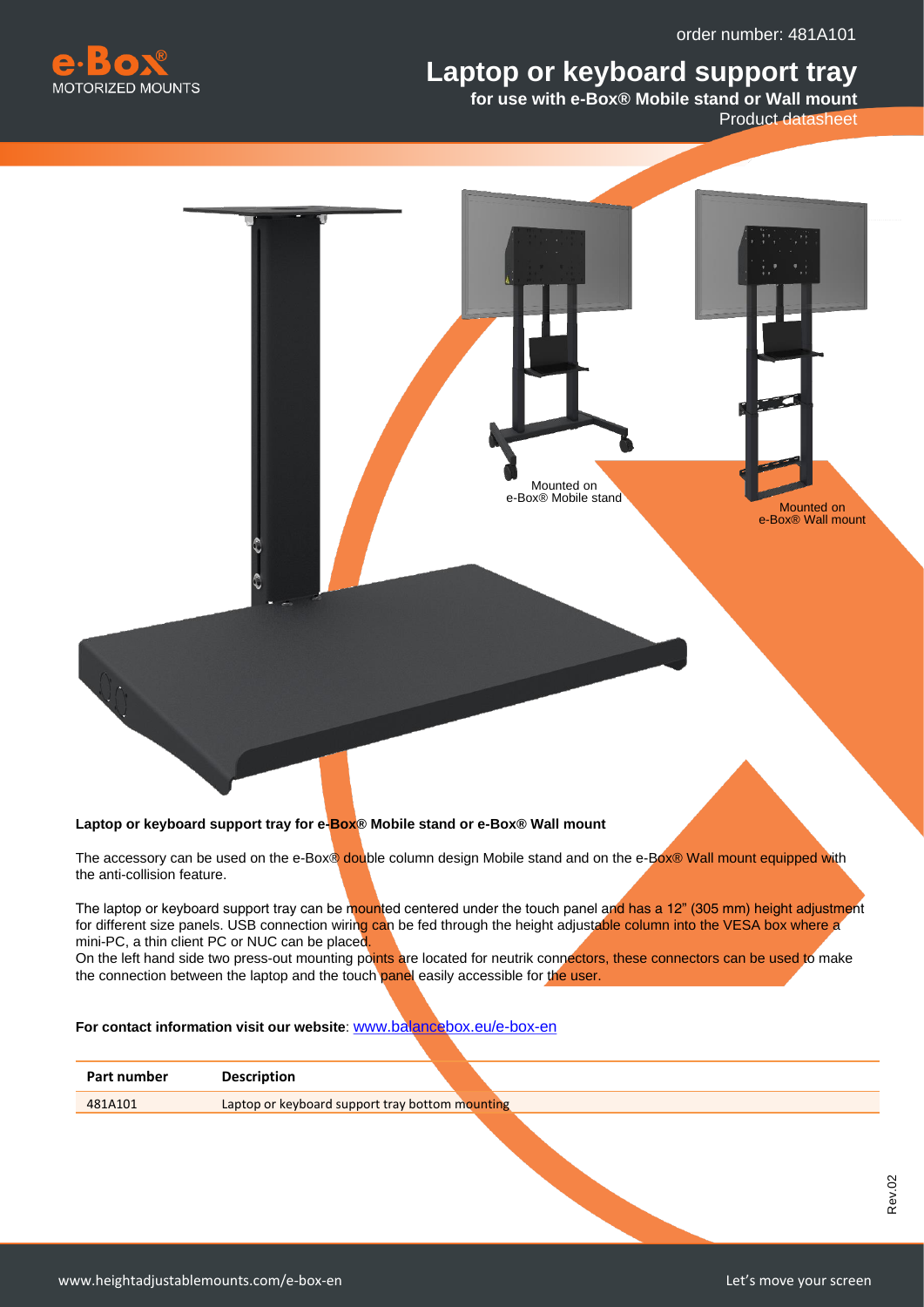order number: 481A101

# Laptop or keyboard support tray

**for use with e-Box® Mobile stand or Wall mount**

Product datasheet

Mounted on e-Box® Mobile stand

Mounted on e-Box® Wall mount

**Laptop or keyboard support tray for e-Box® Mobile stand or e-Box® Wall mount**

The accessory can be used on the e-Box® double column design Mobile stand and on the e-Box® Wall mount equipped with the anti-collision feature.

The laptop or keyboard support tray can be mounted centered under the touch panel and has a 12" (305 mm) height adjustment for different size panels. USB connection wiring can be fed through the height adjustable column into the VESA box where a mini-PC, a thin client PC or NUC can be placed.
On the left hand side two press-out mounting points are located for neutrik connectors, these connectors can be used to make the connection between the laptop and the touch panel easily accessible for the user.

**For contact information visit our website**: www.balancebox.eu/e-box-en

| Part number | Description |
|---|---|
| 481A101 | Laptop or keyboard support tray bottom mounting |

Rev.02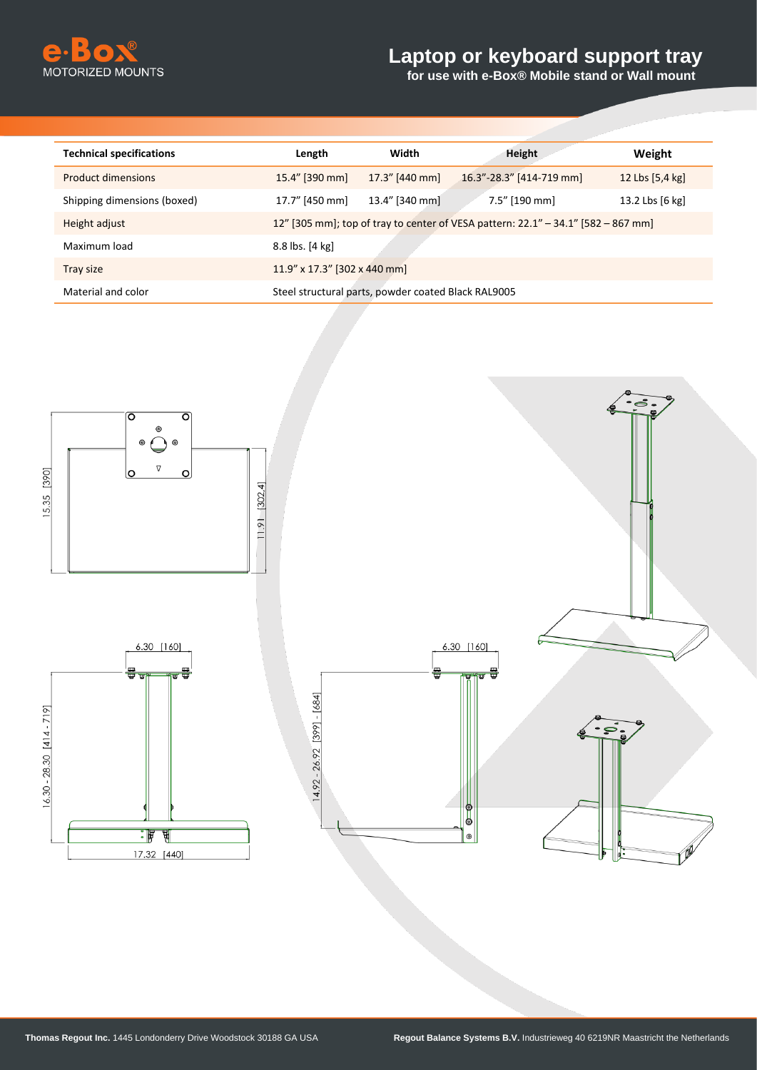# Laptop or keyboard support tray

**for use with e-Box® Mobile stand or Wall mount**

| Technical specifications | Length | Width | Height | Weight |
|---|---|---|---|---|
| Product dimensions | 15.4" [390 mm] | 17.3" [440 mm] | 16.3"-28.3" [414-719 mm] | 12 Lbs [5,4 kg] |
| Shipping dimensions (boxed) | 17.7" [450 mm] | 13.4" [340 mm] | 7.5" [190 mm] | 13.2 Lbs [6 kg] |
| Height adjust | 12" [305 mm]; top of tray to center of VESA pattern: 22.1" – 34.1" [582 – 867 mm] | | | |
| Maximum load | 8.8 lbs. [4 kg] | | | |
| Tray size | 11.9" x 17.3" [302 x 440 mm] | | | |
| Material and color | Steel structural parts, powder coated Black RAL9005 | | | |

15.35 [390]

11.91 [302.4]

6.30 [160]

16.30 - 28.30 [414 - 719]

17.32 [440]

6.30 [160]

14.92 - 26.92 [399] - [684]

**Thomas Regout Inc.** 1445 Londonderry Drive Woodstock 30188 GA USA

**Regout Balance Systems B.V.** Industrieweg 40 6219NR Maastricht the Netherlands